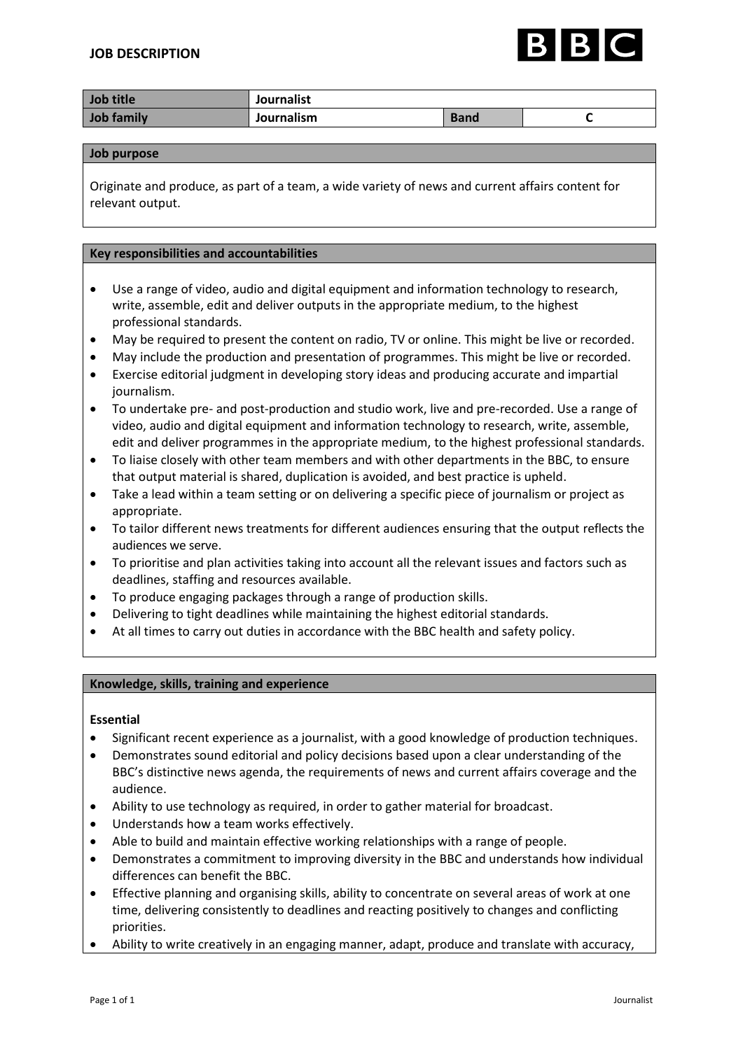## JOB DESCRIPTION

BBC

| Job title | Journalist | | |
|---|---|---|---|
| Job family | Journalism | Band | C |

### Job purpose

Originate and produce, as part of a team, a wide variety of news and current affairs content for relevant output.

### Key responsibilities and accountabilities

- Use a range of video, audio and digital equipment and information technology to research, write, assemble, edit and deliver outputs in the appropriate medium, to the highest professional standards.
- May be required to present the content on radio, TV or online. This might be live or recorded.
- May include the production and presentation of programmes. This might be live or recorded.
- Exercise editorial judgment in developing story ideas and producing accurate and impartial journalism.
- To undertake pre- and post-production and studio work, live and pre-recorded. Use a range of video, audio and digital equipment and information technology to research, write, assemble, edit and deliver programmes in the appropriate medium, to the highest professional standards.
- To liaise closely with other team members and with other departments in the BBC, to ensure that output material is shared, duplication is avoided, and best practice is upheld.
- Take a lead within a team setting or on delivering a specific piece of journalism or project as appropriate.
- To tailor different news treatments for different audiences ensuring that the output reflects the audiences we serve.
- To prioritise and plan activities taking into account all the relevant issues and factors such as deadlines, staffing and resources available.
- To produce engaging packages through a range of production skills.
- Delivering to tight deadlines while maintaining the highest editorial standards.
- At all times to carry out duties in accordance with the BBC health and safety policy.

### Knowledge, skills, training and experience

**Essential**

- Significant recent experience as a journalist, with a good knowledge of production techniques.
- Demonstrates sound editorial and policy decisions based upon a clear understanding of the BBC's distinctive news agenda, the requirements of news and current affairs coverage and the audience.
- Ability to use technology as required, in order to gather material for broadcast.
- Understands how a team works effectively.
- Able to build and maintain effective working relationships with a range of people.
- Demonstrates a commitment to improving diversity in the BBC and understands how individual differences can benefit the BBC.
- Effective planning and organising skills, ability to concentrate on several areas of work at one time, delivering consistently to deadlines and reacting positively to changes and conflicting priorities.
- Ability to write creatively in an engaging manner, adapt, produce and translate with accuracy,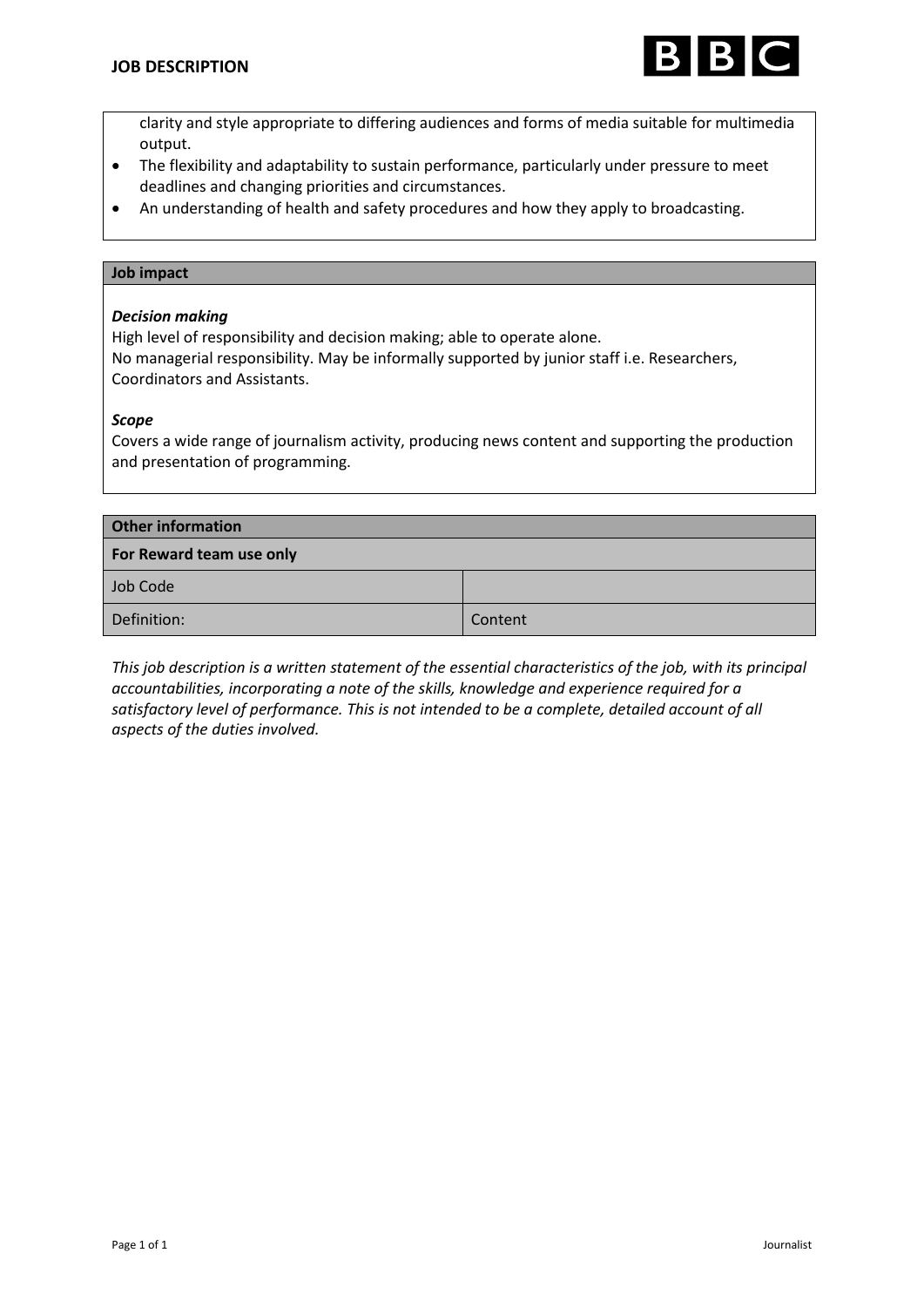clarity and style appropriate to differing audiences and forms of media suitable for multimedia output.

- The flexibility and adaptability to sustain performance, particularly under pressure to meet deadlines and changing priorities and circumstances.
- An understanding of health and safety procedures and how they apply to broadcasting.

## Job impact

***Decision making***

High level of responsibility and decision making; able to operate alone.
No managerial responsibility. May be informally supported by junior staff i.e. Researchers, Coordinators and Assistants.

***Scope***

Covers a wide range of journalism activity, producing news content and supporting the production and presentation of programming.

## Other information

| For Reward team use only | |
|---|---|
| Job Code | |
| Definition: | Content |

*This job description is a written statement of the essential characteristics of the job, with its principal accountabilities, incorporating a note of the skills, knowledge and experience required for a satisfactory level of performance. This is not intended to be a complete, detailed account of all aspects of the duties involved.*